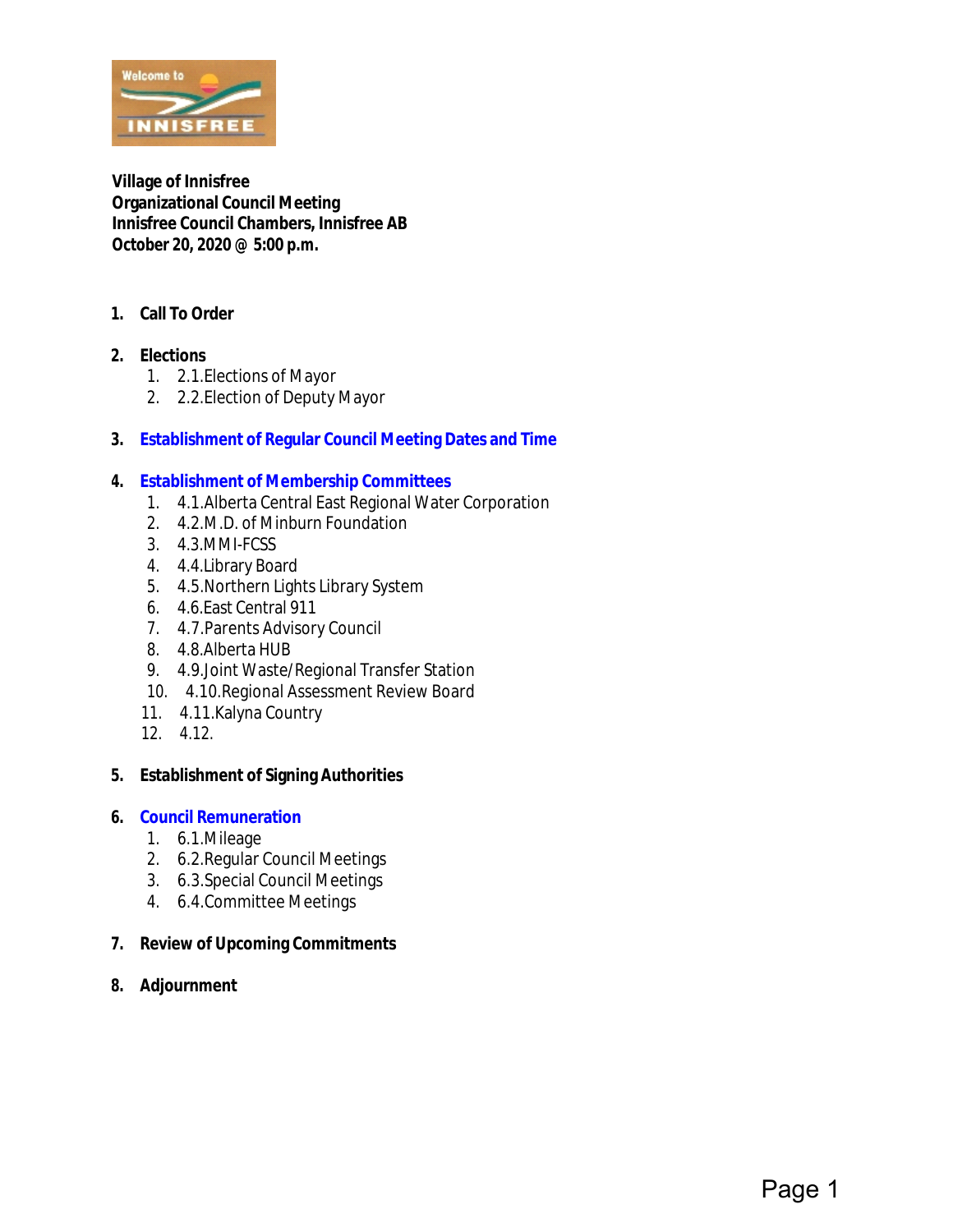**Village of Innisfree**
**Organizational Council Meeting**
**Innisfree Council Chambers, Innisfree AB**
**October 20, 2020 @ 5:00 p.m.**

1. **Call To Order**

2. **Elections**
    1. 2.1.Elections of Mayor
    2. 2.2.Election of Deputy Mayor

3. **Establishment of Regular Council Meeting Dates and Time**

4. **Establishment of Membership Committees**
    1. 4.1.Alberta Central East Regional Water Corporation
    2. 4.2.M.D. of Minburn Foundation
    3. 4.3.MMI-FCSS
    4. 4.4.Library Board
    5. 4.5.Northern Lights Library System
    6. 4.6.East Central 911
    7. 4.7.Parents Advisory Council
    8. 4.8.Alberta HUB
    9. 4.9.Joint Waste/Regional Transfer Station
    10. 4.10.Regional Assessment Review Board
    11. 4.11.Kalyna Country
    12. 4.12.

5. **Establishment of Signing Authorities**

6. **Council Remuneration**
    1. 6.1.Mileage
    2. 6.2.Regular Council Meetings
    3. 6.3.Special Council Meetings
    4. 6.4.Committee Meetings

7. **Review of Upcoming Commitments**

8. **Adjournment**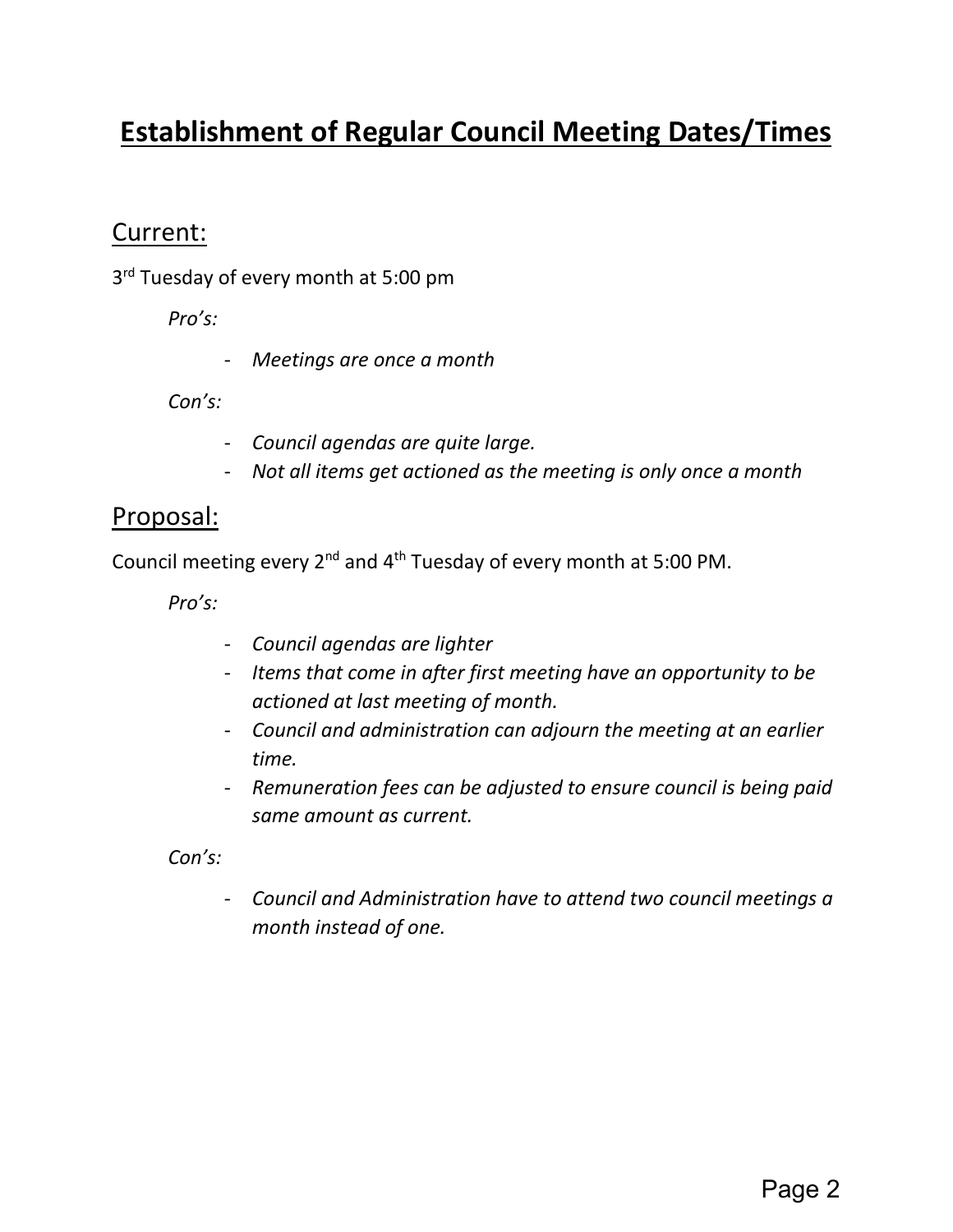# Establishment of Regular Council Meeting Dates/Times

## Current:

3rd Tuesday of every month at 5:00 pm

*Pro's:*

- *Meetings are once a month*

*Con's:*

- *Council agendas are quite large.*
- *Not all items get actioned as the meeting is only once a month*

## Proposal:

Council meeting every 2nd and 4th Tuesday of every month at 5:00 PM.

*Pro's:*

- *Council agendas are lighter*
- *Items that come in after first meeting have an opportunity to be actioned at last meeting of month.*
- *Council and administration can adjourn the meeting at an earlier time.*
- *Remuneration fees can be adjusted to ensure council is being paid same amount as current.*

*Con's:*

- *Council and Administration have to attend two council meetings a month instead of one.*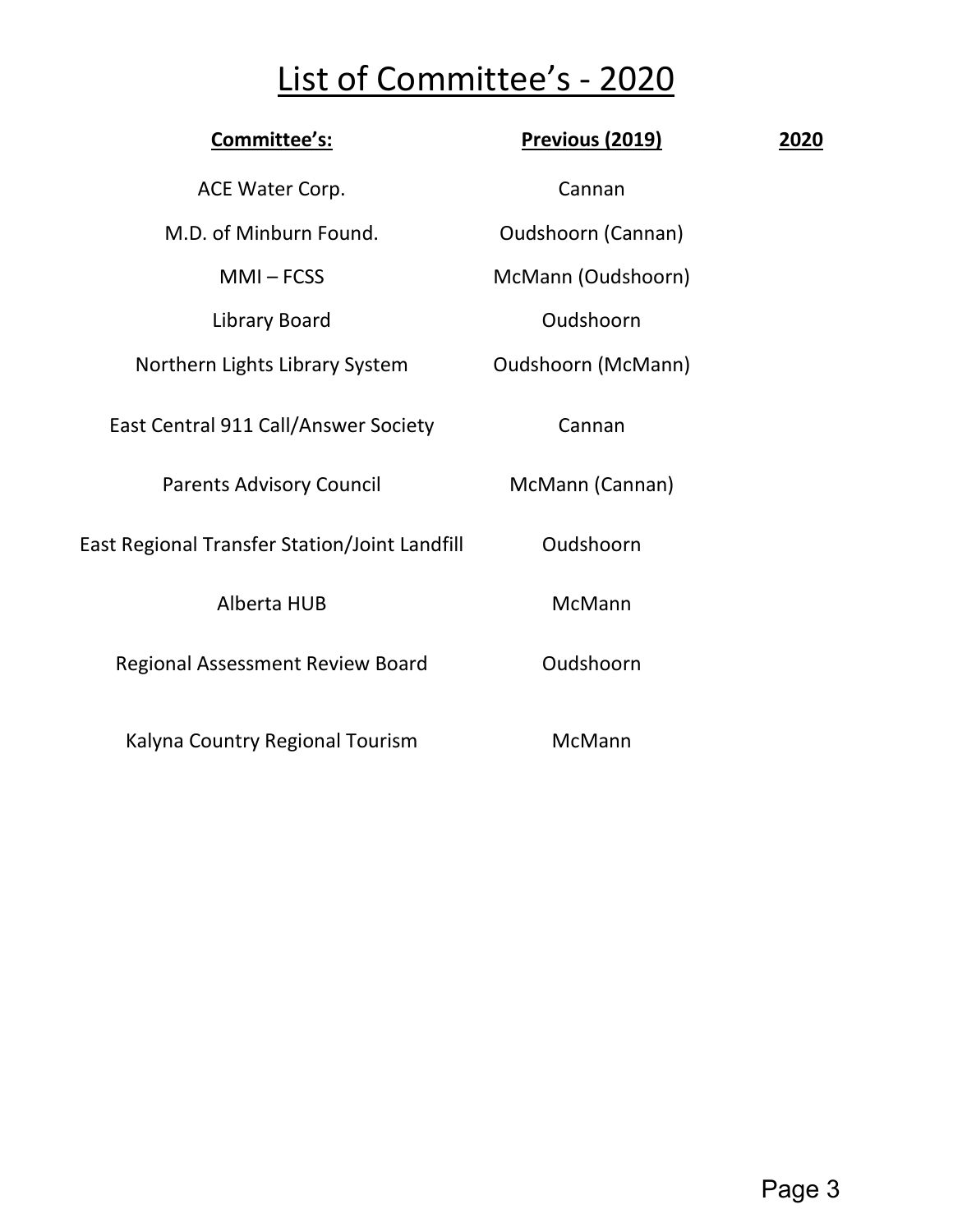# List of Committee's - 2020

| Committee's: | Previous (2019) | 2020 |
|---|---|---|
| ACE Water Corp. | Cannan | |
| M.D. of Minburn Found. | Oudshoorn (Cannan) | |
| MMI – FCSS | McMann (Oudshoorn) | |
| Library Board | Oudshoorn | |
| Northern Lights Library System | Oudshoorn (McMann) | |
| East Central 911 Call/Answer Society | Cannan | |
| Parents Advisory Council | McMann (Cannan) | |
| East Regional Transfer Station/Joint Landfill | Oudshoorn | |
| Alberta HUB | McMann | |
| Regional Assessment Review Board | Oudshoorn | |
| Kalyna Country Regional Tourism | McMann | |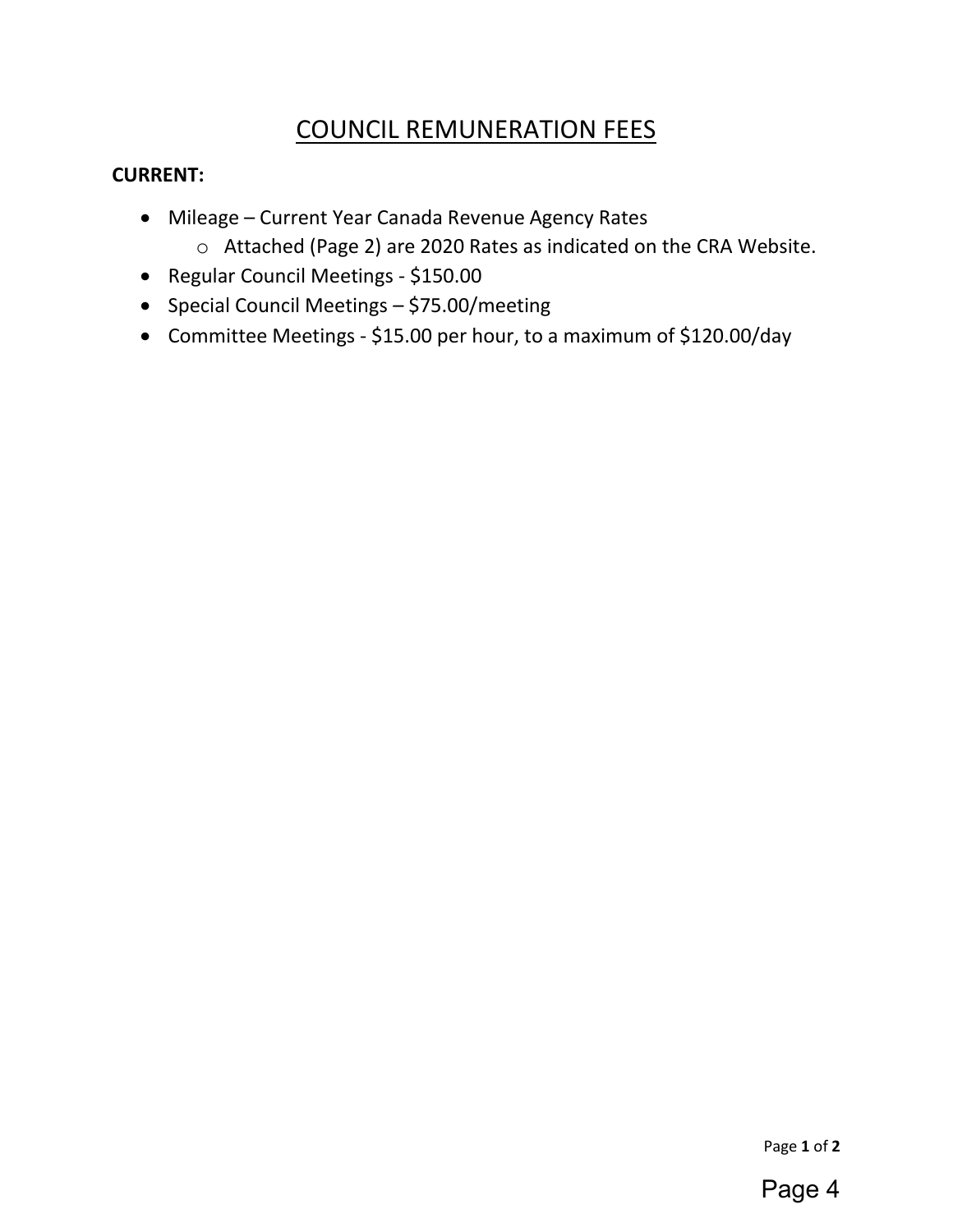# COUNCIL REMUNERATION FEES

**CURRENT:**

- Mileage – Current Year Canada Revenue Agency Rates
  - Attached (Page 2) are 2020 Rates as indicated on the CRA Website.
- Regular Council Meetings - $150.00
- Special Council Meetings – $75.00/meeting
- Committee Meetings - $15.00 per hour, to a maximum of $120.00/day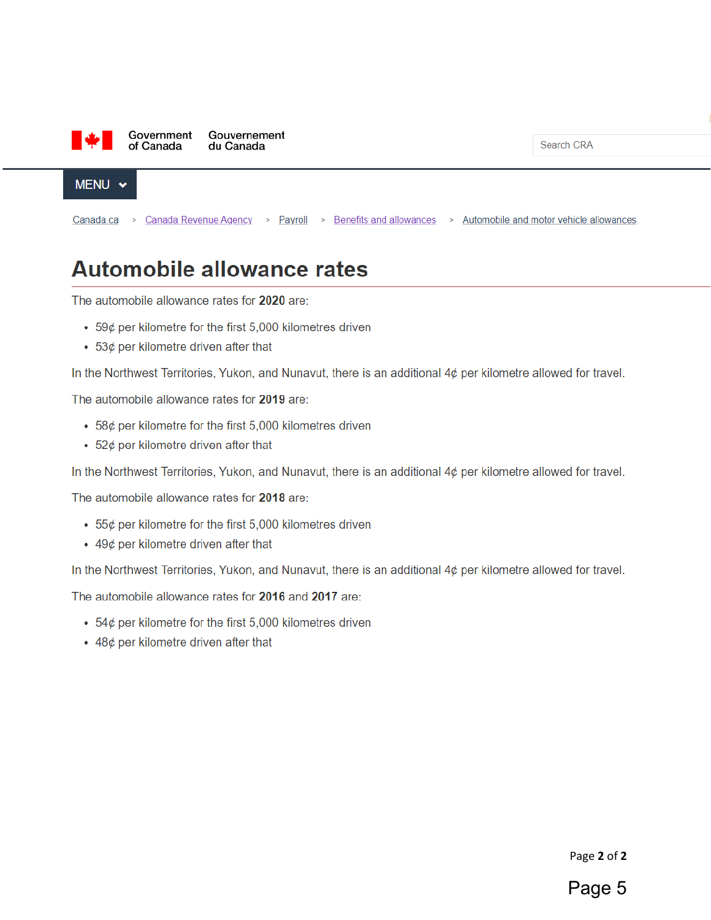Government of Canada | Gouvernement du Canada

Search CRA

MENU

Canada.ca > Canada Revenue Agency > Payroll > Benefits and allowances > Automobile and motor vehicle allowances

# Automobile allowance rates

The automobile allowance rates for **2020** are:

- 59¢ per kilometre for the first 5,000 kilometres driven
- 53¢ per kilometre driven after that

In the Northwest Territories, Yukon, and Nunavut, there is an additional 4¢ per kilometre allowed for travel.

The automobile allowance rates for **2019** are:

- 58¢ per kilometre for the first 5,000 kilometres driven
- 52¢ per kilometre driven after that

In the Northwest Territories, Yukon, and Nunavut, there is an additional 4¢ per kilometre allowed for travel.

The automobile allowance rates for **2018** are:

- 55¢ per kilometre for the first 5,000 kilometres driven
- 49¢ per kilometre driven after that

In the Northwest Territories, Yukon, and Nunavut, there is an additional 4¢ per kilometre allowed for travel.

The automobile allowance rates for **2016** and **2017** are:

- 54¢ per kilometre for the first 5,000 kilometres driven
- 48¢ per kilometre driven after that